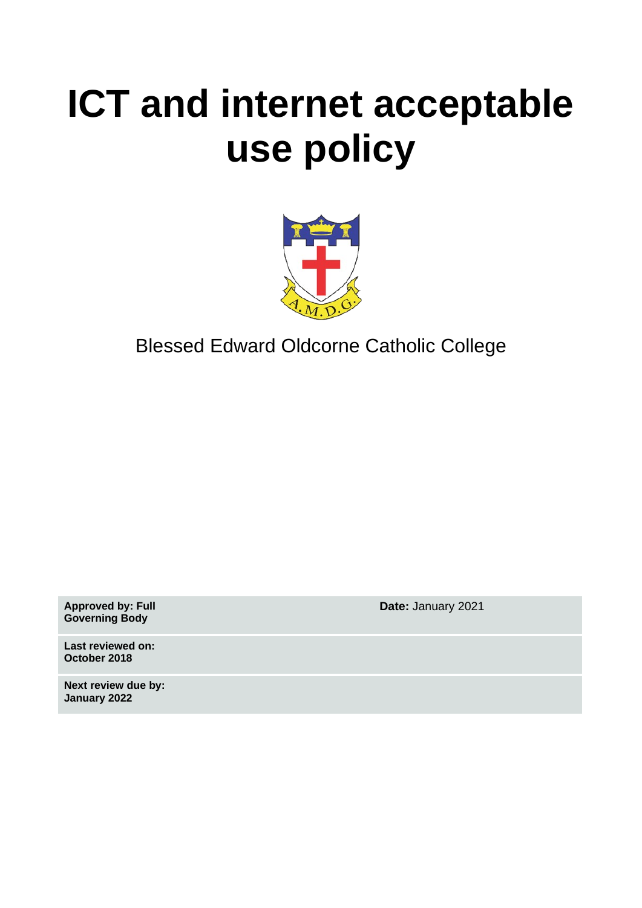# ICT and internet acceptable use policy

Blessed Edward Oldcorne Catholic College

| | |
|---|---|
| **Approved by: Full Governing Body** | **Date:** January 2021 |
| **Last reviewed on: October 2018** | |
| **Next review due by: January 2022** | |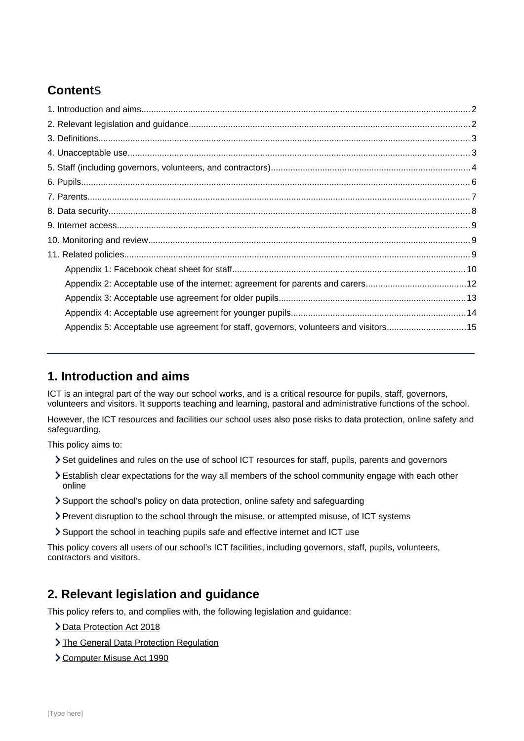## Contents

1. Introduction and aims....2
2. Relevant legislation and guidance....2
3. Definitions....3
4. Unacceptable use....3
5. Staff (including governors, volunteers, and contractors)....4
6. Pupils....6
7. Parents....7
8. Data security....8
9. Internet access....9
10. Monitoring and review....9
11. Related policies....9
    - Appendix 1: Facebook cheat sheet for staff....10
    - Appendix 2: Acceptable use of the internet: agreement for parents and carers....12
    - Appendix 3: Acceptable use agreement for older pupils....13
    - Appendix 4: Acceptable use agreement for younger pupils....14
    - Appendix 5: Acceptable use agreement for staff, governors, volunteers and visitors....15

---

## 1. Introduction and aims

ICT is an integral part of the way our school works, and is a critical resource for pupils, staff, governors, volunteers and visitors. It supports teaching and learning, pastoral and administrative functions of the school.

However, the ICT resources and facilities our school uses also pose risks to data protection, online safety and safeguarding.

This policy aims to:

- Set guidelines and rules on the use of school ICT resources for staff, pupils, parents and governors
- Establish clear expectations for the way all members of the school community engage with each other online
- Support the school's policy on data protection, online safety and safeguarding
- Prevent disruption to the school through the misuse, or attempted misuse, of ICT systems
- Support the school in teaching pupils safe and effective internet and ICT use

This policy covers all users of our school's ICT facilities, including governors, staff, pupils, volunteers, contractors and visitors.

## 2. Relevant legislation and guidance

This policy refers to, and complies with, the following legislation and guidance:

- Data Protection Act 2018
- The General Data Protection Regulation
- Computer Misuse Act 1990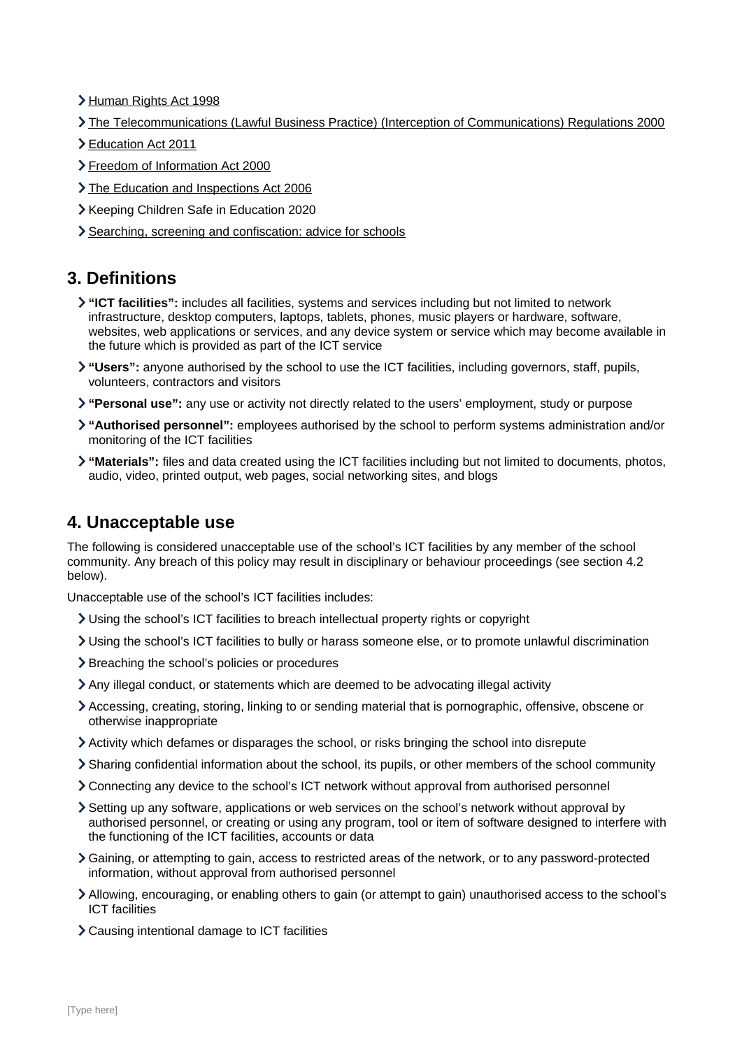- Human Rights Act 1998
- The Telecommunications (Lawful Business Practice) (Interception of Communications) Regulations 2000
- Education Act 2011
- Freedom of Information Act 2000
- The Education and Inspections Act 2006
- Keeping Children Safe in Education 2020
- Searching, screening and confiscation: advice for schools

## 3. Definitions

- **"ICT facilities":** includes all facilities, systems and services including but not limited to network infrastructure, desktop computers, laptops, tablets, phones, music players or hardware, software, websites, web applications or services, and any device system or service which may become available in the future which is provided as part of the ICT service
- **"Users":** anyone authorised by the school to use the ICT facilities, including governors, staff, pupils, volunteers, contractors and visitors
- **"Personal use":** any use or activity not directly related to the users' employment, study or purpose
- **"Authorised personnel":** employees authorised by the school to perform systems administration and/or monitoring of the ICT facilities
- **"Materials":** files and data created using the ICT facilities including but not limited to documents, photos, audio, video, printed output, web pages, social networking sites, and blogs

## 4. Unacceptable use

The following is considered unacceptable use of the school's ICT facilities by any member of the school community. Any breach of this policy may result in disciplinary or behaviour proceedings (see section 4.2 below).

Unacceptable use of the school's ICT facilities includes:

- Using the school's ICT facilities to breach intellectual property rights or copyright
- Using the school's ICT facilities to bully or harass someone else, or to promote unlawful discrimination
- Breaching the school's policies or procedures
- Any illegal conduct, or statements which are deemed to be advocating illegal activity
- Accessing, creating, storing, linking to or sending material that is pornographic, offensive, obscene or otherwise inappropriate
- Activity which defames or disparages the school, or risks bringing the school into disrepute
- Sharing confidential information about the school, its pupils, or other members of the school community
- Connecting any device to the school's ICT network without approval from authorised personnel
- Setting up any software, applications or web services on the school's network without approval by authorised personnel, or creating or using any program, tool or item of software designed to interfere with the functioning of the ICT facilities, accounts or data
- Gaining, or attempting to gain, access to restricted areas of the network, or to any password-protected information, without approval from authorised personnel
- Allowing, encouraging, or enabling others to gain (or attempt to gain) unauthorised access to the school's ICT facilities
- Causing intentional damage to ICT facilities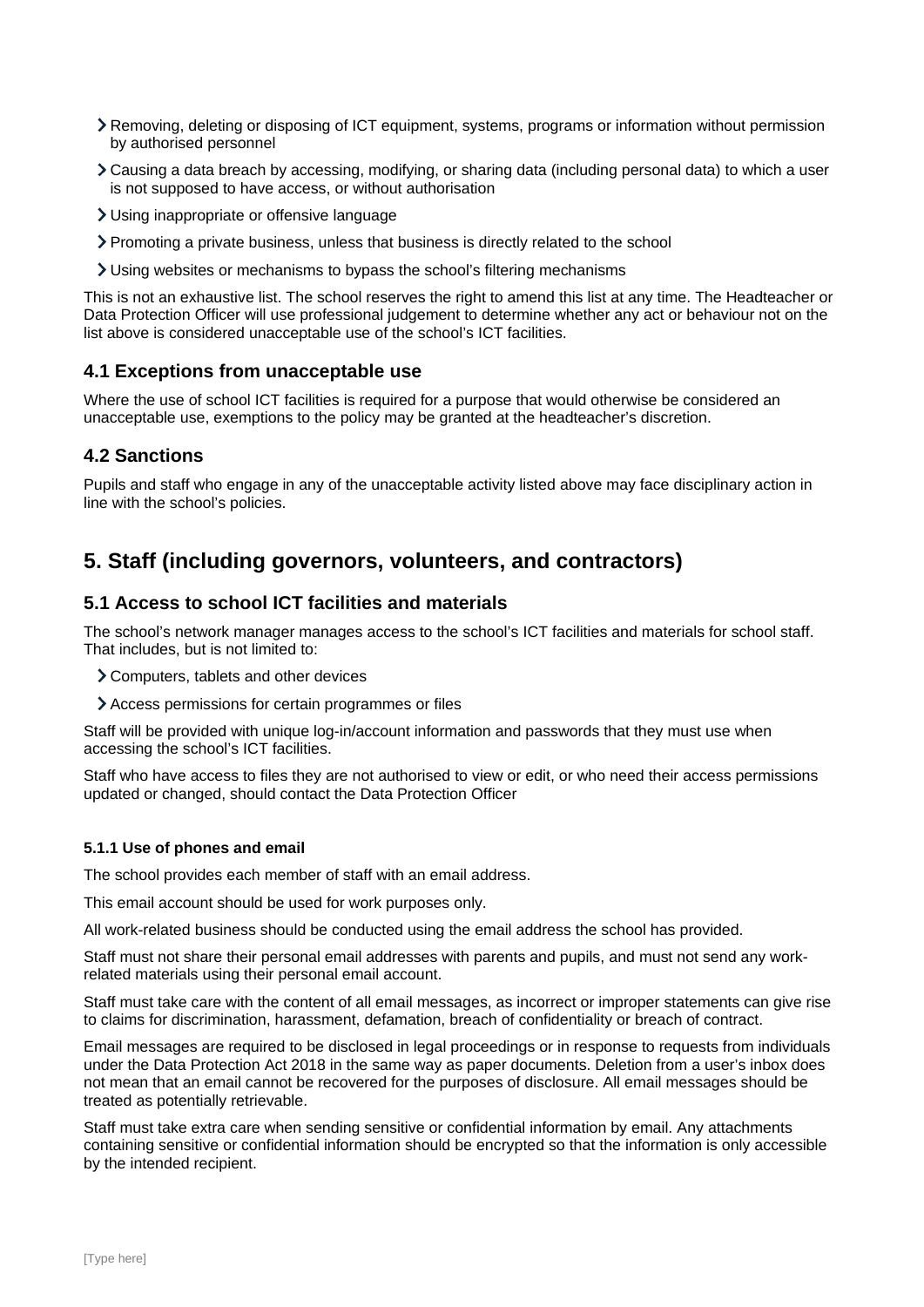- Removing, deleting or disposing of ICT equipment, systems, programs or information without permission by authorised personnel
- Causing a data breach by accessing, modifying, or sharing data (including personal data) to which a user is not supposed to have access, or without authorisation
- Using inappropriate or offensive language
- Promoting a private business, unless that business is directly related to the school
- Using websites or mechanisms to bypass the school's filtering mechanisms

This is not an exhaustive list. The school reserves the right to amend this list at any time. The Headteacher or Data Protection Officer will use professional judgement to determine whether any act or behaviour not on the list above is considered unacceptable use of the school's ICT facilities.

### 4.1 Exceptions from unacceptable use

Where the use of school ICT facilities is required for a purpose that would otherwise be considered an unacceptable use, exemptions to the policy may be granted at the headteacher's discretion.

### 4.2 Sanctions

Pupils and staff who engage in any of the unacceptable activity listed above may face disciplinary action in line with the school's policies.

## 5. Staff (including governors, volunteers, and contractors)

### 5.1 Access to school ICT facilities and materials

The school's network manager manages access to the school's ICT facilities and materials for school staff. That includes, but is not limited to:

- Computers, tablets and other devices
- Access permissions for certain programmes or files

Staff will be provided with unique log-in/account information and passwords that they must use when accessing the school's ICT facilities.

Staff who have access to files they are not authorised to view or edit, or who need their access permissions updated or changed, should contact the Data Protection Officer

#### 5.1.1 Use of phones and email

The school provides each member of staff with an email address.

This email account should be used for work purposes only.

All work-related business should be conducted using the email address the school has provided.

Staff must not share their personal email addresses with parents and pupils, and must not send any work-related materials using their personal email account.

Staff must take care with the content of all email messages, as incorrect or improper statements can give rise to claims for discrimination, harassment, defamation, breach of confidentiality or breach of contract.

Email messages are required to be disclosed in legal proceedings or in response to requests from individuals under the Data Protection Act 2018 in the same way as paper documents. Deletion from a user's inbox does not mean that an email cannot be recovered for the purposes of disclosure. All email messages should be treated as potentially retrievable.

Staff must take extra care when sending sensitive or confidential information by email. Any attachments containing sensitive or confidential information should be encrypted so that the information is only accessible by the intended recipient.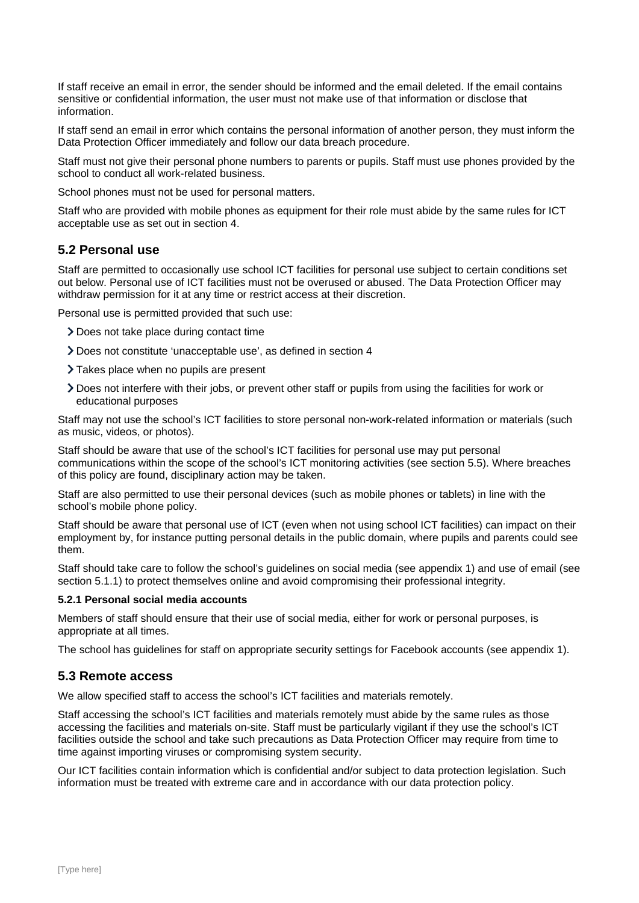If staff receive an email in error, the sender should be informed and the email deleted. If the email contains sensitive or confidential information, the user must not make use of that information or disclose that information.

If staff send an email in error which contains the personal information of another person, they must inform the Data Protection Officer immediately and follow our data breach procedure.

Staff must not give their personal phone numbers to parents or pupils. Staff must use phones provided by the school to conduct all work-related business.

School phones must not be used for personal matters.

Staff who are provided with mobile phones as equipment for their role must abide by the same rules for ICT acceptable use as set out in section 4.

## 5.2 Personal use

Staff are permitted to occasionally use school ICT facilities for personal use subject to certain conditions set out below. Personal use of ICT facilities must not be overused or abused. The Data Protection Officer may withdraw permission for it at any time or restrict access at their discretion.

Personal use is permitted provided that such use:

- Does not take place during contact time
- Does not constitute 'unacceptable use', as defined in section 4
- Takes place when no pupils are present
- Does not interfere with their jobs, or prevent other staff or pupils from using the facilities for work or educational purposes

Staff may not use the school's ICT facilities to store personal non-work-related information or materials (such as music, videos, or photos).

Staff should be aware that use of the school's ICT facilities for personal use may put personal communications within the scope of the school's ICT monitoring activities (see section 5.5). Where breaches of this policy are found, disciplinary action may be taken.

Staff are also permitted to use their personal devices (such as mobile phones or tablets) in line with the school's mobile phone policy.

Staff should be aware that personal use of ICT (even when not using school ICT facilities) can impact on their employment by, for instance putting personal details in the public domain, where pupils and parents could see them.

Staff should take care to follow the school's guidelines on social media (see appendix 1) and use of email (see section 5.1.1) to protect themselves online and avoid compromising their professional integrity.

#### 5.2.1 Personal social media accounts

Members of staff should ensure that their use of social media, either for work or personal purposes, is appropriate at all times.

The school has guidelines for staff on appropriate security settings for Facebook accounts (see appendix 1).

## 5.3 Remote access

We allow specified staff to access the school's ICT facilities and materials remotely.

Staff accessing the school's ICT facilities and materials remotely must abide by the same rules as those accessing the facilities and materials on-site. Staff must be particularly vigilant if they use the school's ICT facilities outside the school and take such precautions as Data Protection Officer may require from time to time against importing viruses or compromising system security.

Our ICT facilities contain information which is confidential and/or subject to data protection legislation. Such information must be treated with extreme care and in accordance with our data protection policy.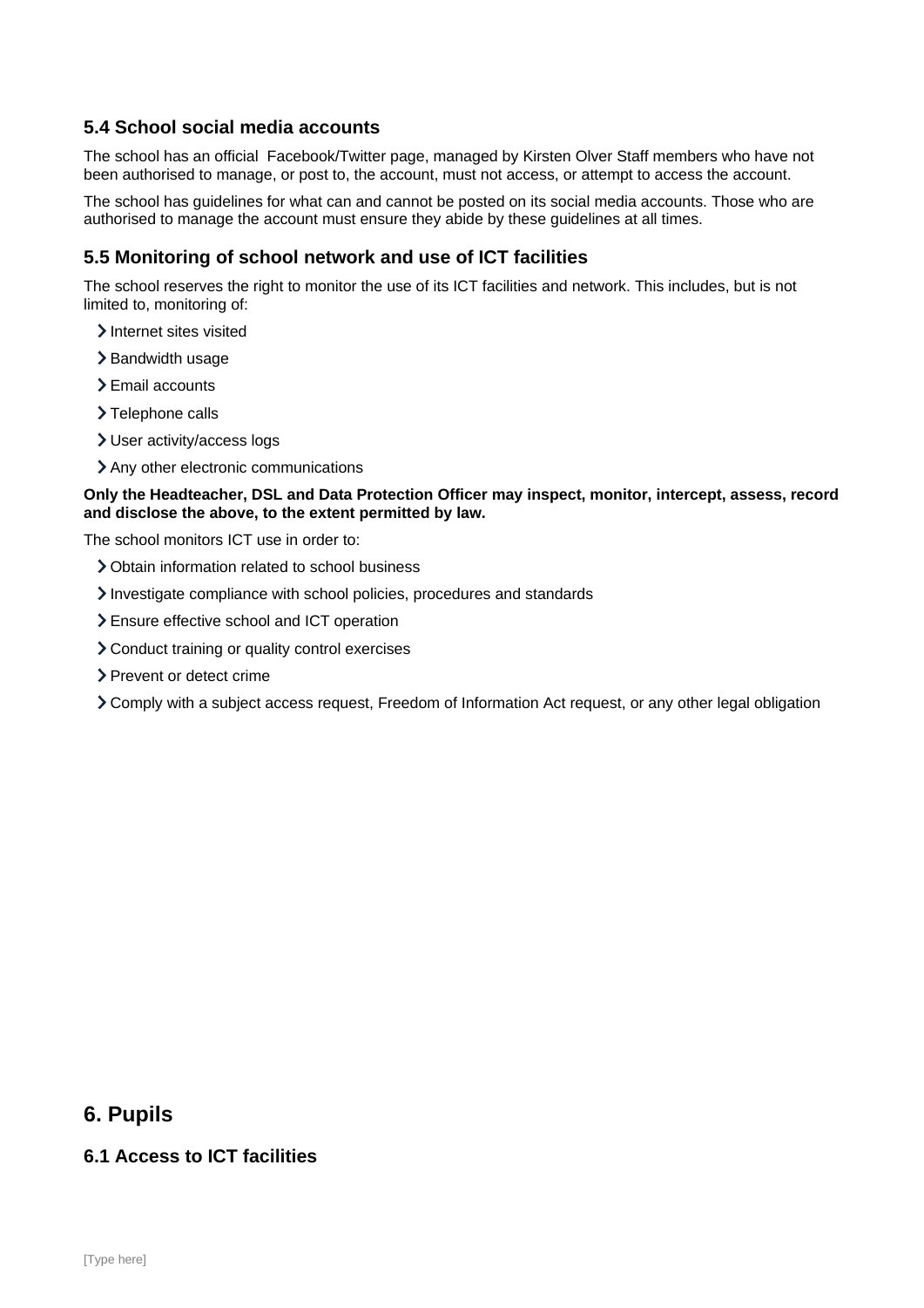### 5.4 School social media accounts

The school has an official  Facebook/Twitter page, managed by Kirsten Olver Staff members who have not been authorised to manage, or post to, the account, must not access, or attempt to access the account.

The school has guidelines for what can and cannot be posted on its social media accounts. Those who are authorised to manage the account must ensure they abide by these guidelines at all times.

### 5.5 Monitoring of school network and use of ICT facilities

The school reserves the right to monitor the use of its ICT facilities and network. This includes, but is not limited to, monitoring of:

- Internet sites visited
- Bandwidth usage
- Email accounts
- Telephone calls
- User activity/access logs
- Any other electronic communications

**Only the Headteacher, DSL and Data Protection Officer may inspect, monitor, intercept, assess, record and disclose the above, to the extent permitted by law.**

The school monitors ICT use in order to:

- Obtain information related to school business
- Investigate compliance with school policies, procedures and standards
- Ensure effective school and ICT operation
- Conduct training or quality control exercises
- Prevent or detect crime
- Comply with a subject access request, Freedom of Information Act request, or any other legal obligation

## 6. Pupils

### 6.1 Access to ICT facilities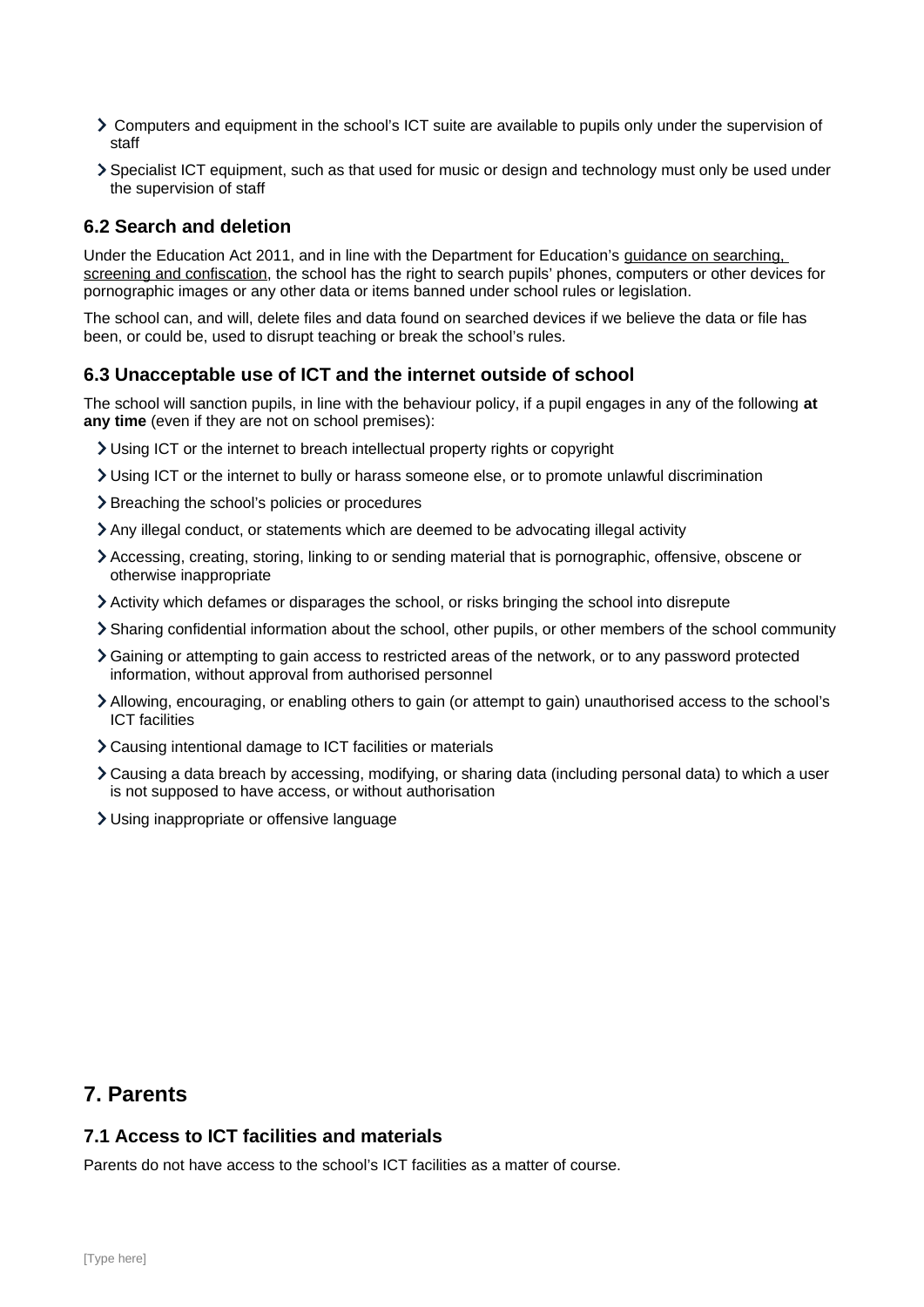- Computers and equipment in the school's ICT suite are available to pupils only under the supervision of staff
- Specialist ICT equipment, such as that used for music or design and technology must only be used under the supervision of staff

### 6.2 Search and deletion

Under the Education Act 2011, and in line with the Department for Education's guidance on searching, screening and confiscation, the school has the right to search pupils' phones, computers or other devices for pornographic images or any other data or items banned under school rules or legislation.

The school can, and will, delete files and data found on searched devices if we believe the data or file has been, or could be, used to disrupt teaching or break the school's rules.

### 6.3 Unacceptable use of ICT and the internet outside of school

The school will sanction pupils, in line with the behaviour policy, if a pupil engages in any of the following **at any time** (even if they are not on school premises):

- Using ICT or the internet to breach intellectual property rights or copyright
- Using ICT or the internet to bully or harass someone else, or to promote unlawful discrimination
- Breaching the school's policies or procedures
- Any illegal conduct, or statements which are deemed to be advocating illegal activity
- Accessing, creating, storing, linking to or sending material that is pornographic, offensive, obscene or otherwise inappropriate
- Activity which defames or disparages the school, or risks bringing the school into disrepute
- Sharing confidential information about the school, other pupils, or other members of the school community
- Gaining or attempting to gain access to restricted areas of the network, or to any password protected information, without approval from authorised personnel
- Allowing, encouraging, or enabling others to gain (or attempt to gain) unauthorised access to the school's ICT facilities
- Causing intentional damage to ICT facilities or materials
- Causing a data breach by accessing, modifying, or sharing data (including personal data) to which a user is not supposed to have access, or without authorisation
- Using inappropriate or offensive language

## 7. Parents

### 7.1 Access to ICT facilities and materials

Parents do not have access to the school's ICT facilities as a matter of course.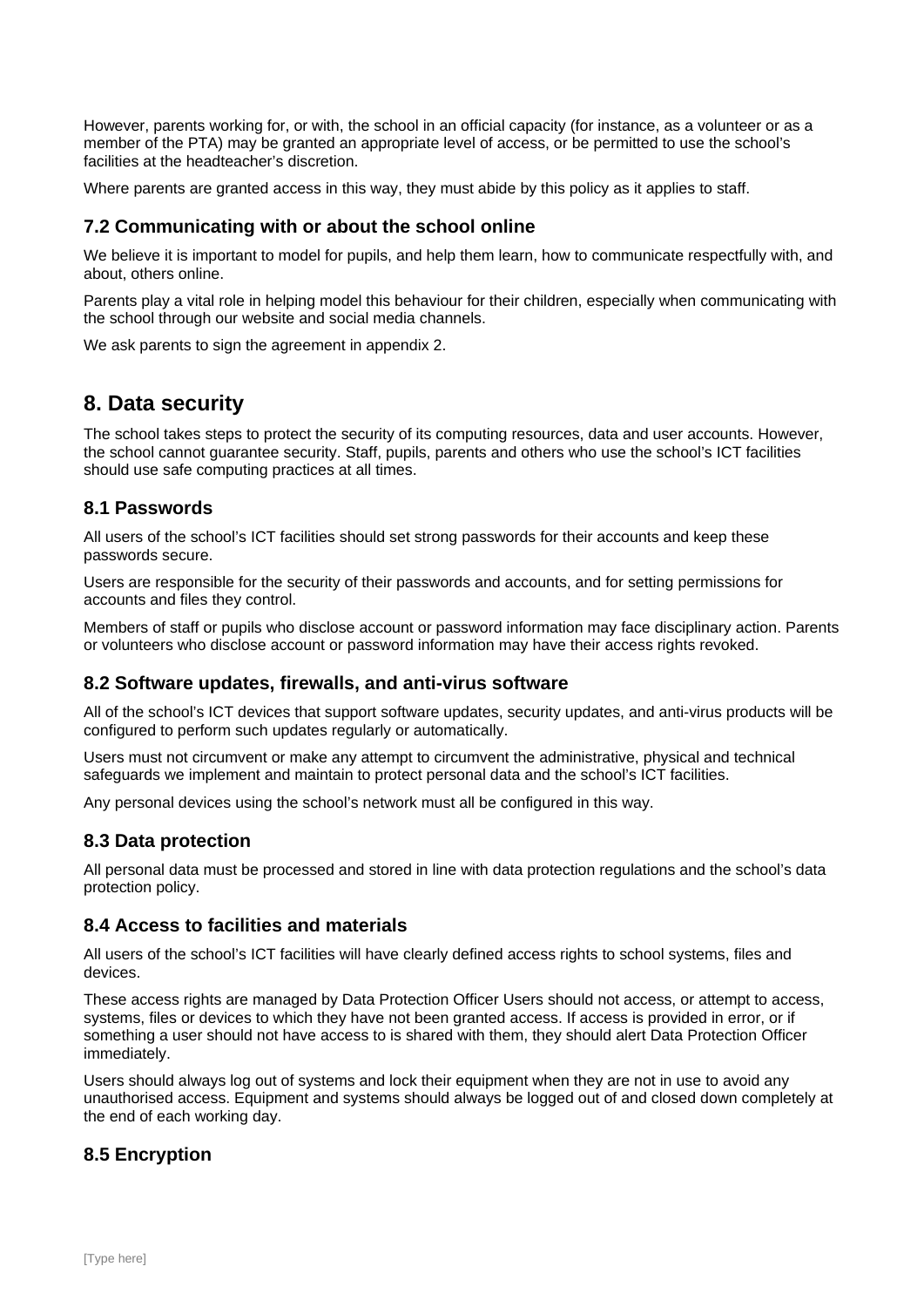However, parents working for, or with, the school in an official capacity (for instance, as a volunteer or as a member of the PTA) may be granted an appropriate level of access, or be permitted to use the school's facilities at the headteacher's discretion.

Where parents are granted access in this way, they must abide by this policy as it applies to staff.

### 7.2 Communicating with or about the school online

We believe it is important to model for pupils, and help them learn, how to communicate respectfully with, and about, others online.

Parents play a vital role in helping model this behaviour for their children, especially when communicating with the school through our website and social media channels.

We ask parents to sign the agreement in appendix 2.

## 8. Data security

The school takes steps to protect the security of its computing resources, data and user accounts. However, the school cannot guarantee security. Staff, pupils, parents and others who use the school's ICT facilities should use safe computing practices at all times.

### 8.1 Passwords

All users of the school's ICT facilities should set strong passwords for their accounts and keep these passwords secure.

Users are responsible for the security of their passwords and accounts, and for setting permissions for accounts and files they control.

Members of staff or pupils who disclose account or password information may face disciplinary action. Parents or volunteers who disclose account or password information may have their access rights revoked.

### 8.2 Software updates, firewalls, and anti-virus software

All of the school's ICT devices that support software updates, security updates, and anti-virus products will be configured to perform such updates regularly or automatically.

Users must not circumvent or make any attempt to circumvent the administrative, physical and technical safeguards we implement and maintain to protect personal data and the school's ICT facilities.

Any personal devices using the school's network must all be configured in this way.

### 8.3 Data protection

All personal data must be processed and stored in line with data protection regulations and the school's data protection policy.

### 8.4 Access to facilities and materials

All users of the school's ICT facilities will have clearly defined access rights to school systems, files and devices.

These access rights are managed by Data Protection Officer Users should not access, or attempt to access, systems, files or devices to which they have not been granted access. If access is provided in error, or if something a user should not have access to is shared with them, they should alert Data Protection Officer immediately.

Users should always log out of systems and lock their equipment when they are not in use to avoid any unauthorised access. Equipment and systems should always be logged out of and closed down completely at the end of each working day.

### 8.5 Encryption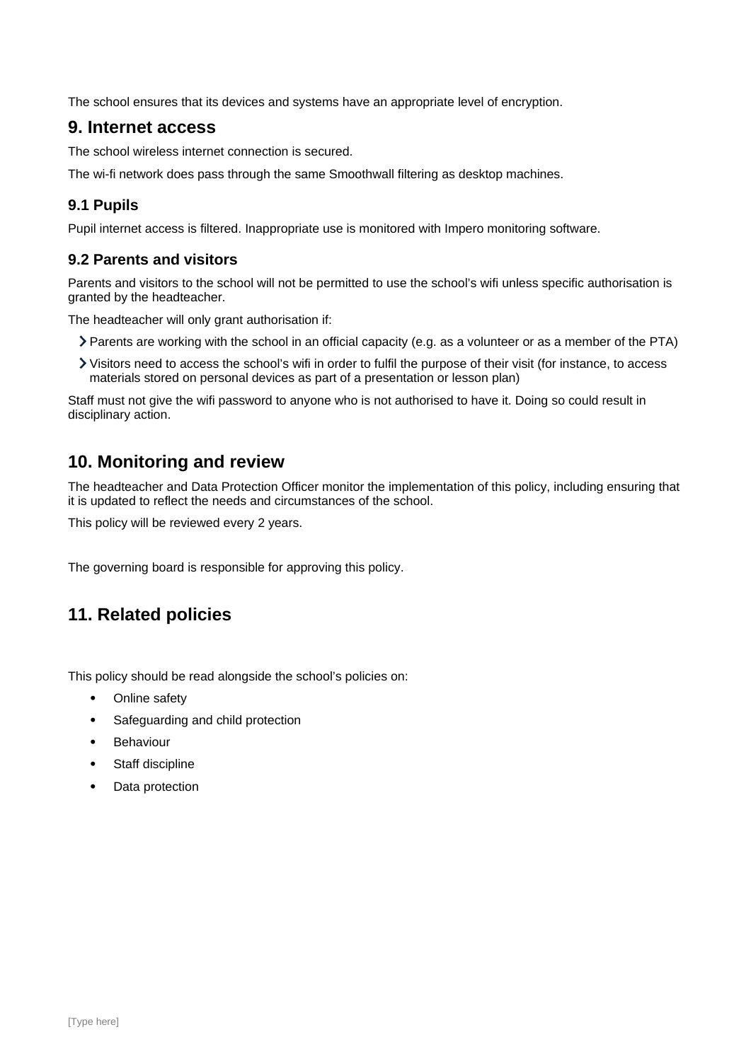The school ensures that its devices and systems have an appropriate level of encryption.

## 9. Internet access

The school wireless internet connection is secured.

The wi-fi network does pass through the same Smoothwall filtering as desktop machines.

### 9.1 Pupils

Pupil internet access is filtered. Inappropriate use is monitored with Impero monitoring software.

### 9.2 Parents and visitors

Parents and visitors to the school will not be permitted to use the school's wifi unless specific authorisation is granted by the headteacher.

The headteacher will only grant authorisation if:

- Parents are working with the school in an official capacity (e.g. as a volunteer or as a member of the PTA)
- Visitors need to access the school's wifi in order to fulfil the purpose of their visit (for instance, to access materials stored on personal devices as part of a presentation or lesson plan)

Staff must not give the wifi password to anyone who is not authorised to have it. Doing so could result in disciplinary action.

## 10. Monitoring and review

The headteacher and Data Protection Officer monitor the implementation of this policy, including ensuring that it is updated to reflect the needs and circumstances of the school.

This policy will be reviewed every 2 years.

The governing board is responsible for approving this policy.

## 11. Related policies

This policy should be read alongside the school's policies on:

- Online safety
- Safeguarding and child protection
- Behaviour
- Staff discipline
- Data protection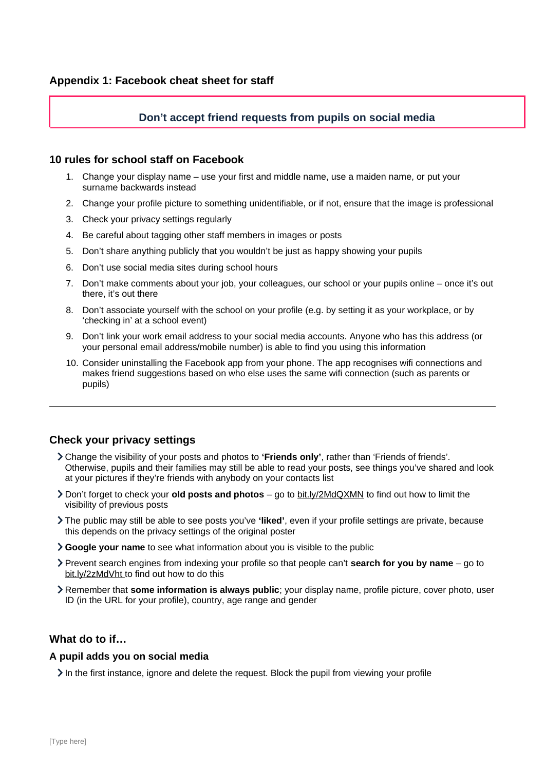## Appendix 1: Facebook cheat sheet for staff

**Don't accept friend requests from pupils on social media**

### 10 rules for school staff on Facebook

1. Change your display name – use your first and middle name, use a maiden name, or put your surname backwards instead
2. Change your profile picture to something unidentifiable, or if not, ensure that the image is professional
3. Check your privacy settings regularly
4. Be careful about tagging other staff members in images or posts
5. Don't share anything publicly that you wouldn't be just as happy showing your pupils
6. Don't use social media sites during school hours
7. Don't make comments about your job, your colleagues, our school or your pupils online – once it's out there, it's out there
8. Don't associate yourself with the school on your profile (e.g. by setting it as your workplace, or by 'checking in' at a school event)
9. Don't link your work email address to your social media accounts. Anyone who has this address (or your personal email address/mobile number) is able to find you using this information
10. Consider uninstalling the Facebook app from your phone. The app recognises wifi connections and makes friend suggestions based on who else uses the same wifi connection (such as parents or pupils)

---

### Check your privacy settings

- Change the visibility of your posts and photos to **'Friends only'**, rather than 'Friends of friends'. Otherwise, pupils and their families may still be able to read your posts, see things you've shared and look at your pictures if they're friends with anybody on your contacts list
- Don't forget to check your **old posts and photos** – go to bit.ly/2MdQXMN to find out how to limit the visibility of previous posts
- The public may still be able to see posts you've **'liked'**, even if your profile settings are private, because this depends on the privacy settings of the original poster
- **Google your name** to see what information about you is visible to the public
- Prevent search engines from indexing your profile so that people can't **search for you by name** – go to bit.ly/2zMdVht to find out how to do this
- Remember that **some information is always public**; your display name, profile picture, cover photo, user ID (in the URL for your profile), country, age range and gender

### What do to if…

#### A pupil adds you on social media

- In the first instance, ignore and delete the request. Block the pupil from viewing your profile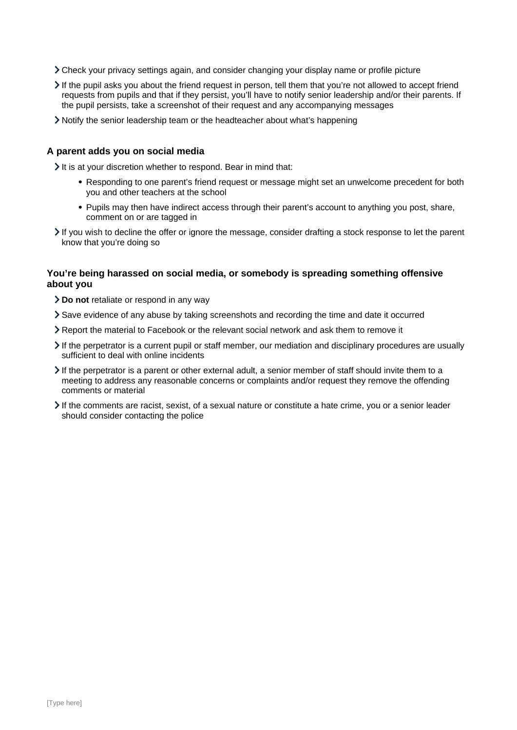- Check your privacy settings again, and consider changing your display name or profile picture
- If the pupil asks you about the friend request in person, tell them that you're not allowed to accept friend requests from pupils and that if they persist, you'll have to notify senior leadership and/or their parents. If the pupil persists, take a screenshot of their request and any accompanying messages
- Notify the senior leadership team or the headteacher about what's happening

### A parent adds you on social media

- It is at your discretion whether to respond. Bear in mind that:
  - Responding to one parent's friend request or message might set an unwelcome precedent for both you and other teachers at the school
  - Pupils may then have indirect access through their parent's account to anything you post, share, comment on or are tagged in
- If you wish to decline the offer or ignore the message, consider drafting a stock response to let the parent know that you're doing so

### You're being harassed on social media, or somebody is spreading something offensive about you

- **Do not** retaliate or respond in any way
- Save evidence of any abuse by taking screenshots and recording the time and date it occurred
- Report the material to Facebook or the relevant social network and ask them to remove it
- If the perpetrator is a current pupil or staff member, our mediation and disciplinary procedures are usually sufficient to deal with online incidents
- If the perpetrator is a parent or other external adult, a senior member of staff should invite them to a meeting to address any reasonable concerns or complaints and/or request they remove the offending comments or material
- If the comments are racist, sexist, of a sexual nature or constitute a hate crime, you or a senior leader should consider contacting the police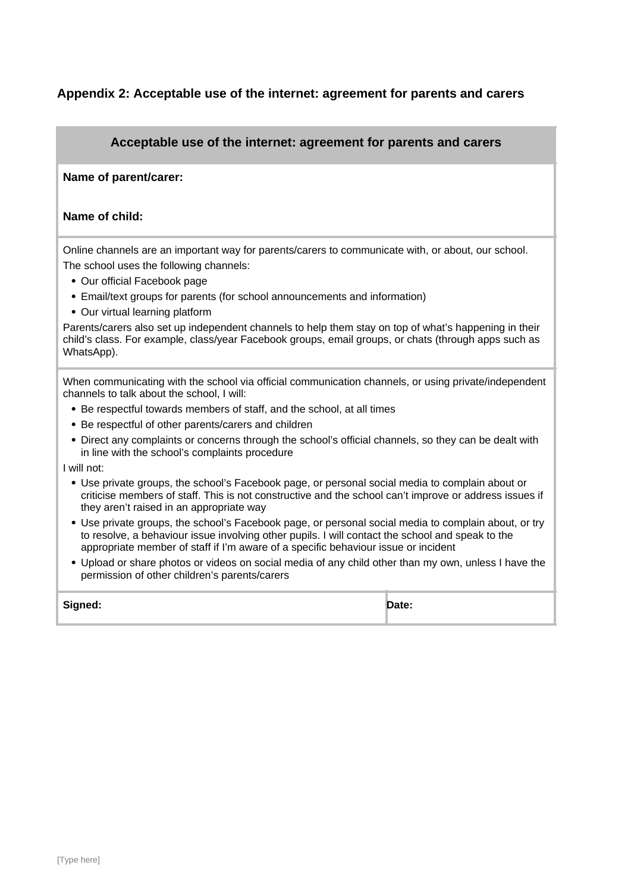### Appendix 2: Acceptable use of the internet: agreement for parents and carers

**Acceptable use of the internet: agreement for parents and carers**

**Name of parent/carer:**

**Name of child:**

Online channels are an important way for parents/carers to communicate with, or about, our school.

The school uses the following channels:

- Our official Facebook page
- Email/text groups for parents (for school announcements and information)
- Our virtual learning platform

Parents/carers also set up independent channels to help them stay on top of what's happening in their child's class. For example, class/year Facebook groups, email groups, or chats (through apps such as WhatsApp).

When communicating with the school via official communication channels, or using private/independent channels to talk about the school, I will:

- Be respectful towards members of staff, and the school, at all times
- Be respectful of other parents/carers and children
- Direct any complaints or concerns through the school's official channels, so they can be dealt with in line with the school's complaints procedure

I will not:

- Use private groups, the school's Facebook page, or personal social media to complain about or criticise members of staff. This is not constructive and the school can't improve or address issues if they aren't raised in an appropriate way
- Use private groups, the school's Facebook page, or personal social media to complain about, or try to resolve, a behaviour issue involving other pupils. I will contact the school and speak to the appropriate member of staff if I'm aware of a specific behaviour issue or incident
- Upload or share photos or videos on social media of any child other than my own, unless I have the permission of other children's parents/carers

| **Signed:** | **Date:** |
|---|---|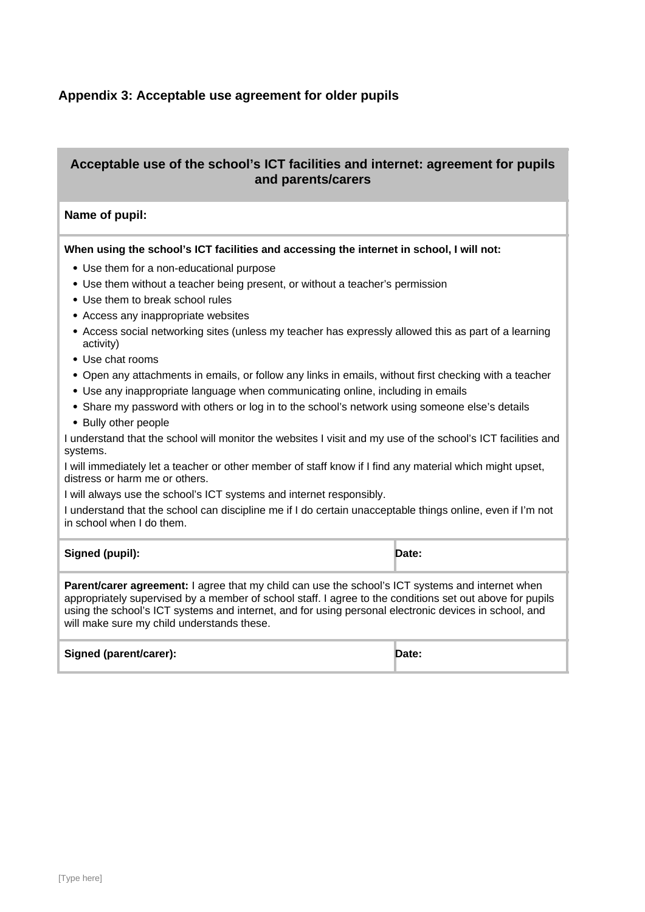## Appendix 3: Acceptable use agreement for older pupils

| Acceptable use of the school's ICT facilities and internet: agreement for pupils and parents/carers | |
|---|---|
| **Name of pupil:** | |
| **When using the school's ICT facilities and accessing the internet in school, I will not:**<br>• Use them for a non-educational purpose<br>• Use them without a teacher being present, or without a teacher's permission<br>• Use them to break school rules<br>• Access any inappropriate websites<br>• Access social networking sites (unless my teacher has expressly allowed this as part of a learning activity)<br>• Use chat rooms<br>• Open any attachments in emails, or follow any links in emails, without first checking with a teacher<br>• Use any inappropriate language when communicating online, including in emails<br>• Share my password with others or log in to the school's network using someone else's details<br>• Bully other people<br>I understand that the school will monitor the websites I visit and my use of the school's ICT facilities and systems.<br>I will immediately let a teacher or other member of staff know if I find any material which might upset, distress or harm me or others.<br>I will always use the school's ICT systems and internet responsibly.<br>I understand that the school can discipline me if I do certain unacceptable things online, even if I'm not in school when I do them. | |
| **Signed (pupil):** | **Date:** |
| **Parent/carer agreement:** I agree that my child can use the school's ICT systems and internet when appropriately supervised by a member of school staff. I agree to the conditions set out above for pupils using the school's ICT systems and internet, and for using personal electronic devices in school, and will make sure my child understands these. | |
| **Signed (parent/carer):** | **Date:** |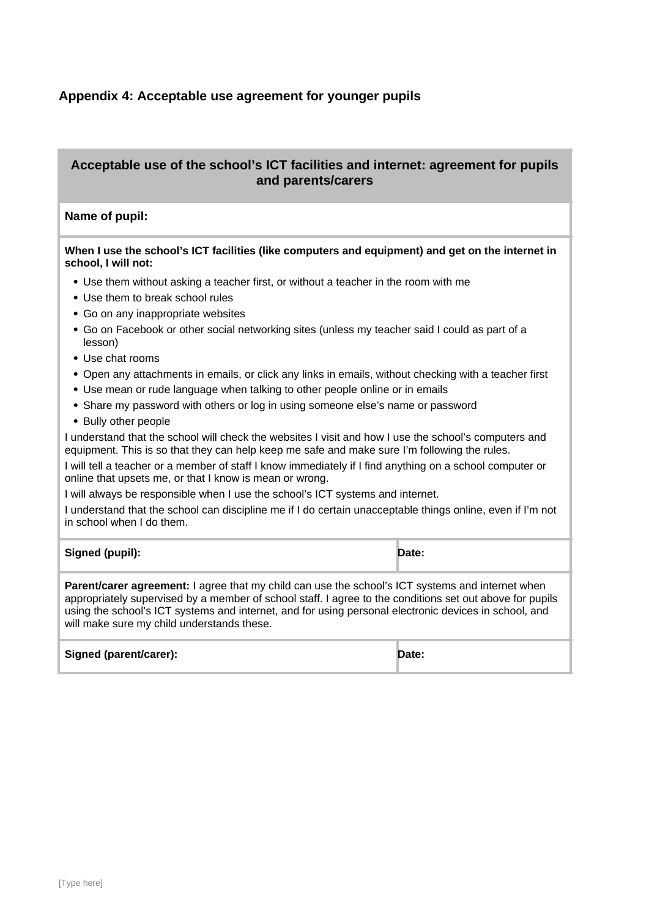## Appendix 4: Acceptable use agreement for younger pupils

| Acceptable use of the school's ICT facilities and internet: agreement for pupils and parents/carers | |
|---|---|
| **Name of pupil:** | |
| **When I use the school's ICT facilities (like computers and equipment) and get on the internet in school, I will not:**<br>• Use them without asking a teacher first, or without a teacher in the room with me<br>• Use them to break school rules<br>• Go on any inappropriate websites<br>• Go on Facebook or other social networking sites (unless my teacher said I could as part of a lesson)<br>• Use chat rooms<br>• Open any attachments in emails, or click any links in emails, without checking with a teacher first<br>• Use mean or rude language when talking to other people online or in emails<br>• Share my password with others or log in using someone else's name or password<br>• Bully other people<br>I understand that the school will check the websites I visit and how I use the school's computers and equipment. This is so that they can help keep me safe and make sure I'm following the rules.<br>I will tell a teacher or a member of staff I know immediately if I find anything on a school computer or online that upsets me, or that I know is mean or wrong.<br>I will always be responsible when I use the school's ICT systems and internet.<br>I understand that the school can discipline me if I do certain unacceptable things online, even if I'm not in school when I do them. | |
| **Signed (pupil):** | **Date:** |
| **Parent/carer agreement:** I agree that my child can use the school's ICT systems and internet when appropriately supervised by a member of school staff. I agree to the conditions set out above for pupils using the school's ICT systems and internet, and for using personal electronic devices in school, and will make sure my child understands these. | |
| **Signed (parent/carer):** | **Date:** |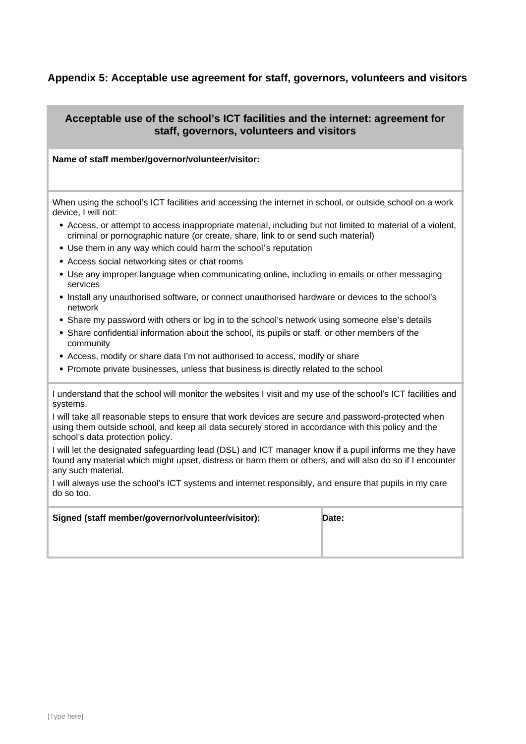## Appendix 5: Acceptable use agreement for staff, governors, volunteers and visitors

| Acceptable use of the school's ICT facilities and the internet: agreement for staff, governors, volunteers and visitors | |
|---|---|
| **Name of staff member/governor/volunteer/visitor:** | |
| When using the school's ICT facilities and accessing the internet in school, or outside school on a work device, I will not:<br>• Access, or attempt to access inappropriate material, including but not limited to material of a violent, criminal or pornographic nature (or create, share, link to or send such material)<br>• Use them in any way which could harm the school's reputation<br>• Access social networking sites or chat rooms<br>• Use any improper language when communicating online, including in emails or other messaging services<br>• Install any unauthorised software, or connect unauthorised hardware or devices to the school's network<br>• Share my password with others or log in to the school's network using someone else's details<br>• Share confidential information about the school, its pupils or staff, or other members of the community<br>• Access, modify or share data I'm not authorised to access, modify or share<br>• Promote private businesses, unless that business is directly related to the school | |
| I understand that the school will monitor the websites I visit and my use of the school's ICT facilities and systems.<br>I will take all reasonable steps to ensure that work devices are secure and password-protected when using them outside school, and keep all data securely stored in accordance with this policy and the school's data protection policy.<br>I will let the designated safeguarding lead (DSL) and ICT manager know if a pupil informs me they have found any material which might upset, distress or harm them or others, and will also do so if I encounter any such material.<br>I will always use the school's ICT systems and internet responsibly, and ensure that pupils in my care do so too. | |
| **Signed (staff member/governor/volunteer/visitor):** | **Date:** |